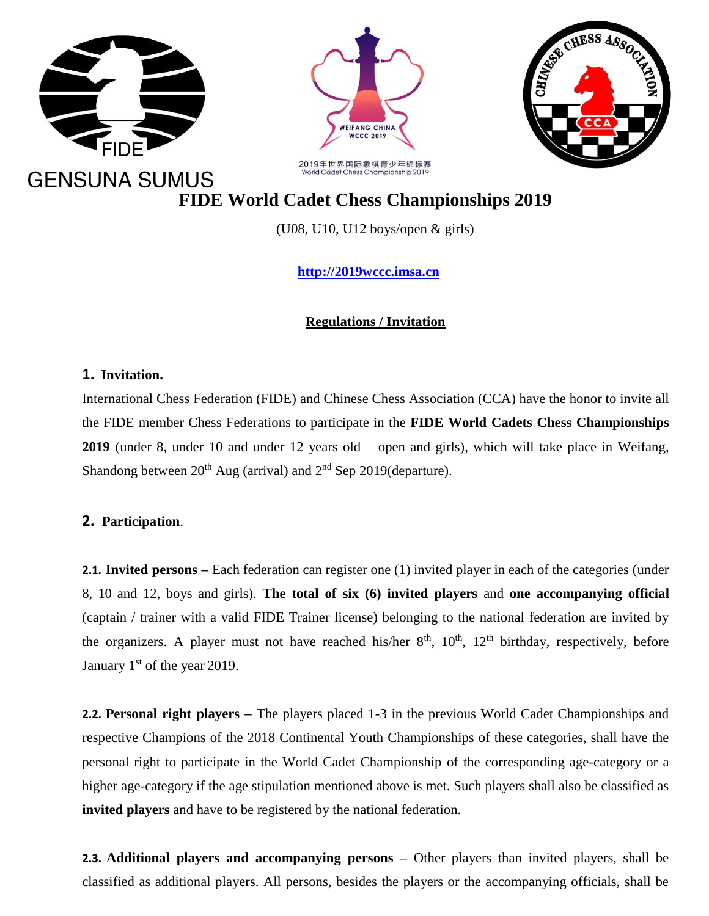FIDE

GENSUNA SUMUS

WEIFANG CHINA
WCCC 2019

2019年世界国际象棋青少年锦标赛
World Cadet Chess Championship 2019

CHINESE CHESS ASSOCIATION
CCA

# FIDE World Cadet Chess Championships 2019

(U08, U10, U12 boys/open & girls)

**http://2019wccc.imsa.cn**

**Regulations / Invitation**

## 1. Invitation.

International Chess Federation (FIDE) and Chinese Chess Association (CCA) have the honor to invite all the FIDE member Chess Federations to participate in the **FIDE World Cadets Chess Championships 2019** (under 8, under 10 and under 12 years old – open and girls), which will take place in Weifang, Shandong between 20th Aug (arrival) and 2nd Sep 2019(departure).

## 2. Participation.

**2.1. Invited persons –** Each federation can register one (1) invited player in each of the categories (under 8, 10 and 12, boys and girls). **The total of six (6) invited players** and **one accompanying official** (captain / trainer with a valid FIDE Trainer license) belonging to the national federation are invited by the organizers. A player must not have reached his/her 8th, 10th, 12th birthday, respectively, before January 1st of the year 2019.

**2.2. Personal right players –** The players placed 1-3 in the previous World Cadet Championships and respective Champions of the 2018 Continental Youth Championships of these categories, shall have the personal right to participate in the World Cadet Championship of the corresponding age-category or a higher age-category if the age stipulation mentioned above is met. Such players shall also be classified as **invited players** and have to be registered by the national federation.

**2.3. Additional players and accompanying persons –** Other players than invited players, shall be classified as additional players. All persons, besides the players or the accompanying officials, shall be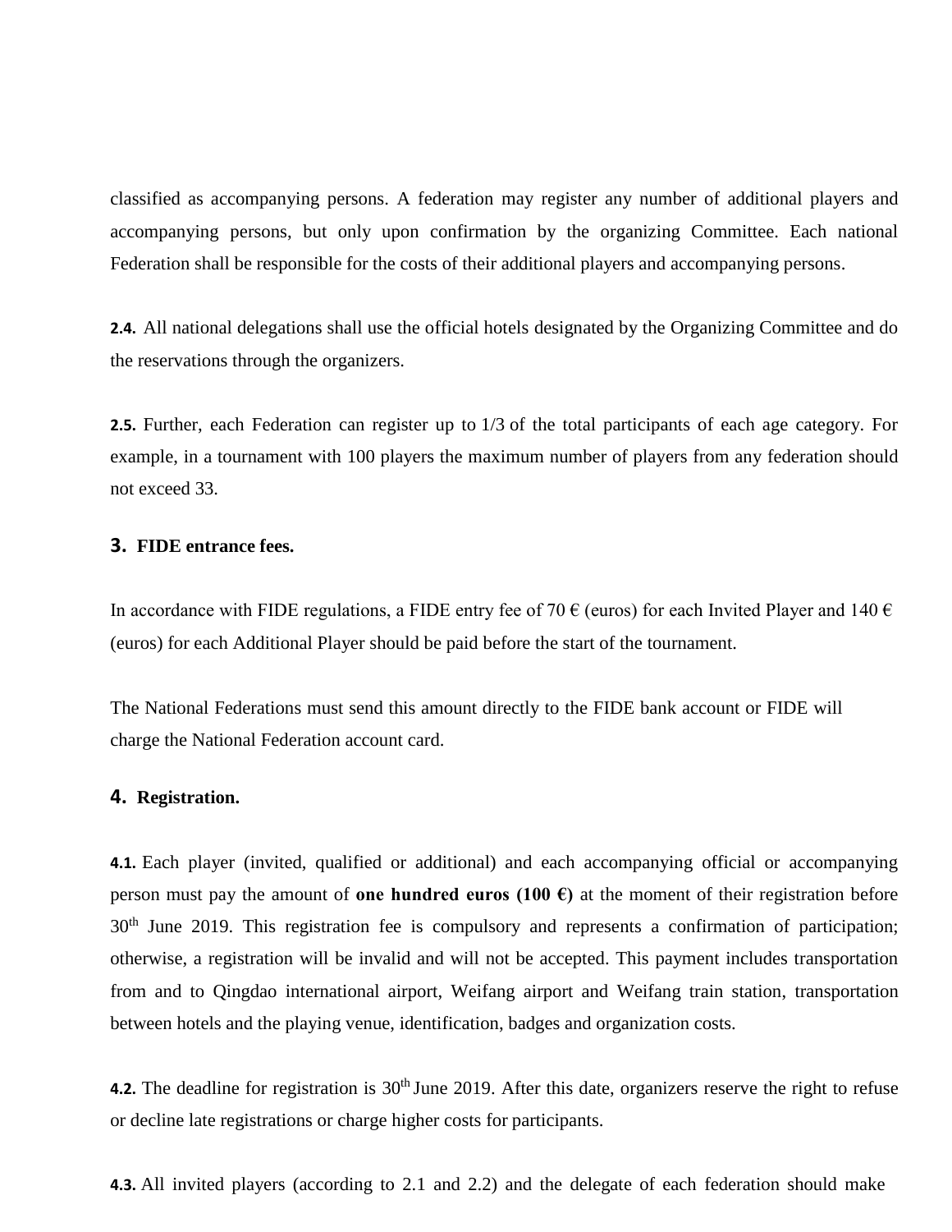classified as accompanying persons. A federation may register any number of additional players and accompanying persons, but only upon confirmation by the organizing Committee. Each national Federation shall be responsible for the costs of their additional players and accompanying persons.

**2.4.** All national delegations shall use the official hotels designated by the Organizing Committee and do the reservations through the organizers.

**2.5.** Further, each Federation can register up to 1/3 of the total participants of each age category. For example, in a tournament with 100 players the maximum number of players from any federation should not exceed 33.

## 3. FIDE entrance fees.

In accordance with FIDE regulations, a FIDE entry fee of 70 € (euros) for each Invited Player and 140 € (euros) for each Additional Player should be paid before the start of the tournament.

The National Federations must send this amount directly to the FIDE bank account or FIDE will charge the National Federation account card.

## 4. Registration.

**4.1.** Each player (invited, qualified or additional) and each accompanying official or accompanying person must pay the amount of **one hundred euros (100 €)** at the moment of their registration before 30th June 2019. This registration fee is compulsory and represents a confirmation of participation; otherwise, a registration will be invalid and will not be accepted. This payment includes transportation from and to Qingdao international airport, Weifang airport and Weifang train station, transportation between hotels and the playing venue, identification, badges and organization costs.

**4.2.** The deadline for registration is 30th June 2019. After this date, organizers reserve the right to refuse or decline late registrations or charge higher costs for participants.

**4.3.** All invited players (according to 2.1 and 2.2) and the delegate of each federation should make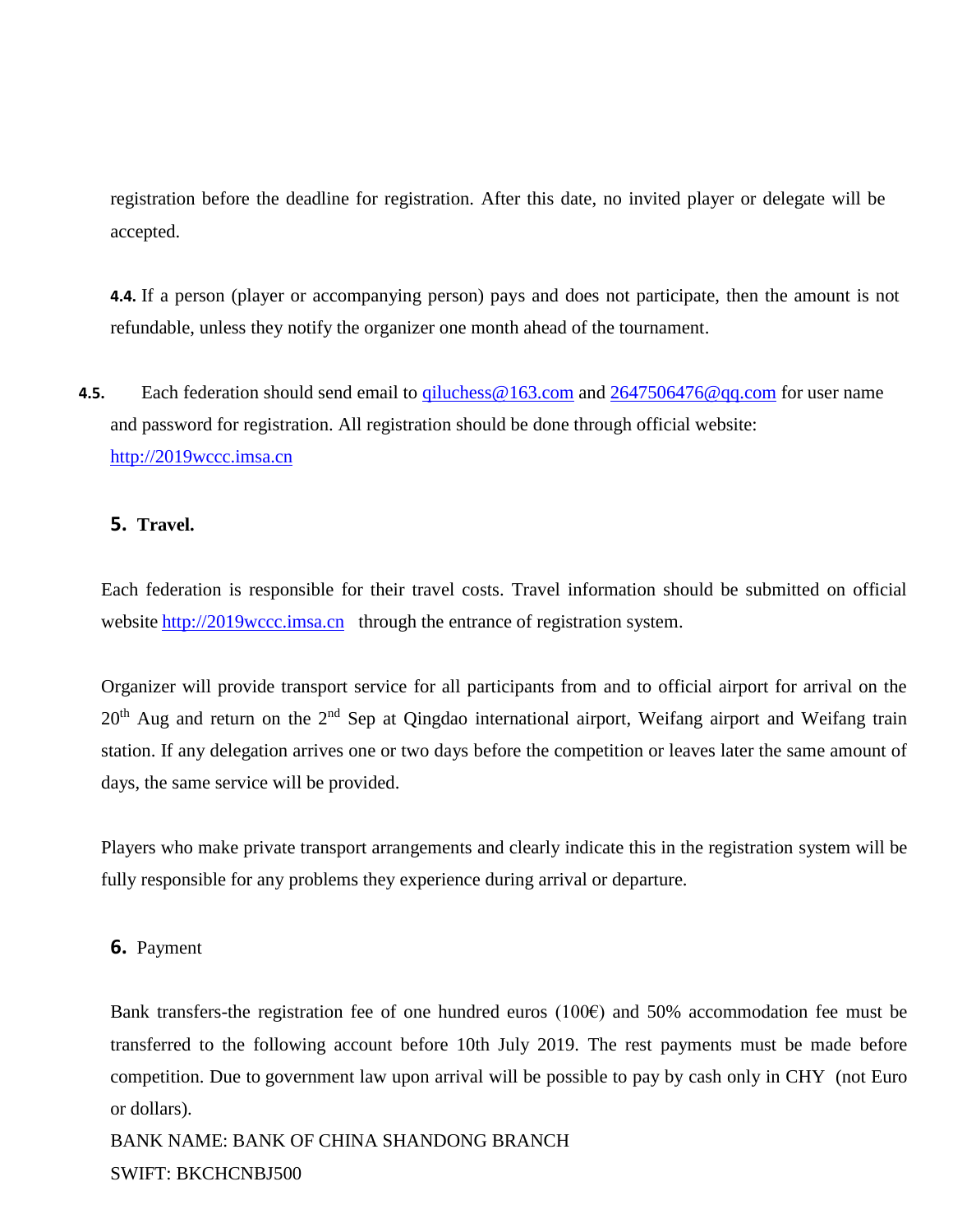registration before the deadline for registration. After this date, no invited player or delegate will be accepted.

**4.4.** If a person (player or accompanying person) pays and does not participate, then the amount is not refundable, unless they notify the organizer one month ahead of the tournament.

**4.5.** Each federation should send email to qiluchess@163.com and 2647506476@qq.com for user name and password for registration. All registration should be done through official website: http://2019wccc.imsa.cn

## 5. Travel.

Each federation is responsible for their travel costs. Travel information should be submitted on official website http://2019wccc.imsa.cn through the entrance of registration system.

Organizer will provide transport service for all participants from and to official airport for arrival on the 20th Aug and return on the 2nd Sep at Qingdao international airport, Weifang airport and Weifang train station. If any delegation arrives one or two days before the competition or leaves later the same amount of days, the same service will be provided.

Players who make private transport arrangements and clearly indicate this in the registration system will be fully responsible for any problems they experience during arrival or departure.

## 6. Payment

Bank transfers-the registration fee of one hundred euros (100€) and 50% accommodation fee must be transferred to the following account before 10th July 2019. The rest payments must be made before competition. Due to government law upon arrival will be possible to pay by cash only in CHY (not Euro or dollars).

BANK NAME: BANK OF CHINA SHANDONG BRANCH

SWIFT: BKCHCNBJ500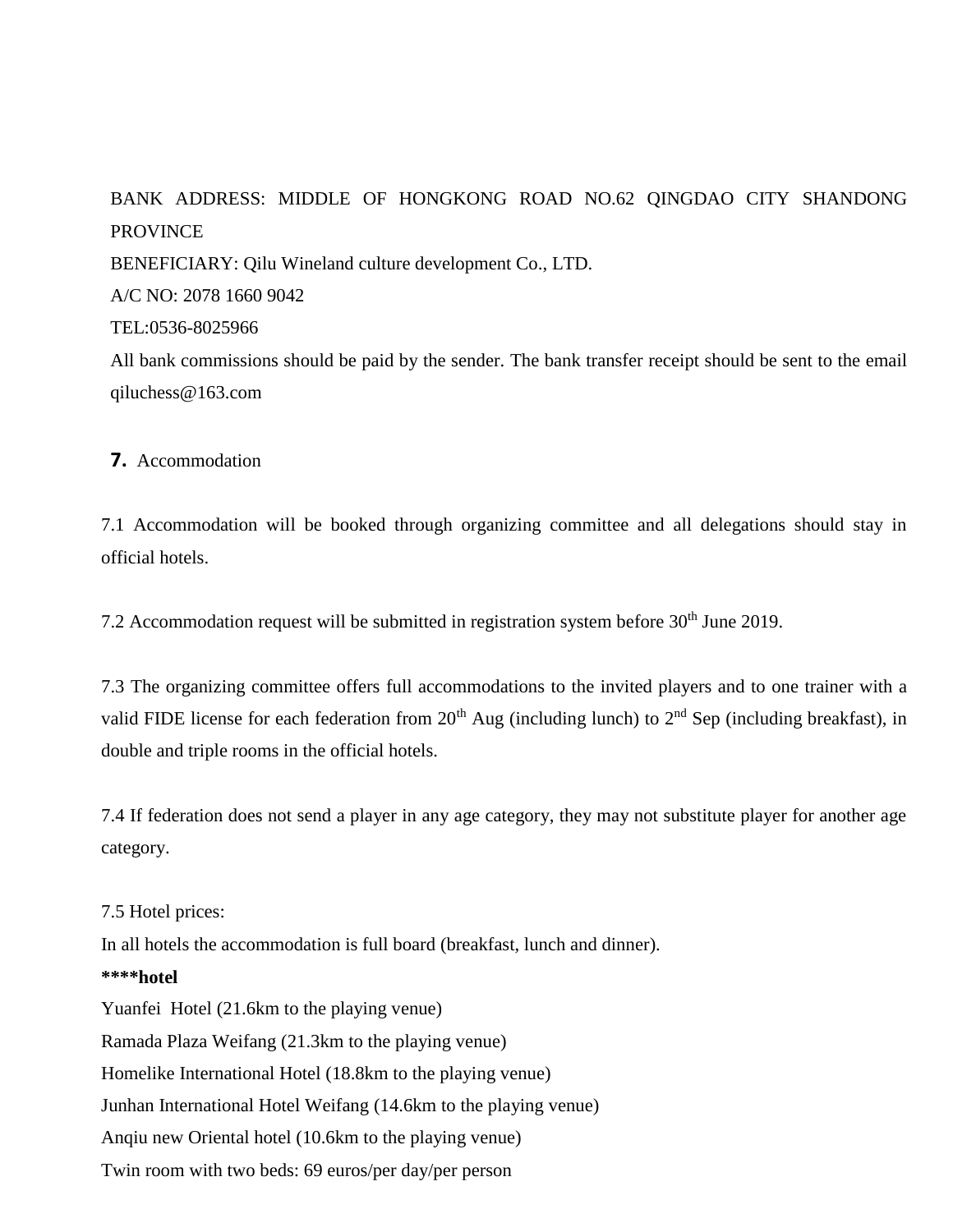BANK ADDRESS: MIDDLE OF HONGKONG ROAD NO.62 QINGDAO CITY SHANDONG PROVINCE

BENEFICIARY: Qilu Wineland culture development Co., LTD.

A/C NO: 2078 1660 9042

TEL:0536-8025966

All bank commissions should be paid by the sender. The bank transfer receipt should be sent to the email qiluchess@163.com

## 7. Accommodation

7.1 Accommodation will be booked through organizing committee and all delegations should stay in official hotels.

7.2 Accommodation request will be submitted in registration system before 30th June 2019.

7.3 The organizing committee offers full accommodations to the invited players and to one trainer with a valid FIDE license for each federation from 20th Aug (including lunch) to 2nd Sep (including breakfast), in double and triple rooms in the official hotels.

7.4 If federation does not send a player in any age category, they may not substitute player for another age category.

7.5 Hotel prices:

In all hotels the accommodation is full board (breakfast, lunch and dinner).

**\*\*\*\*hotel**

Yuanfei Hotel (21.6km to the playing venue)

Ramada Plaza Weifang (21.3km to the playing venue)

Homelike International Hotel (18.8km to the playing venue)

Junhan International Hotel Weifang (14.6km to the playing venue)

Anqiu new Oriental hotel (10.6km to the playing venue)

Twin room with two beds: 69 euros/per day/per person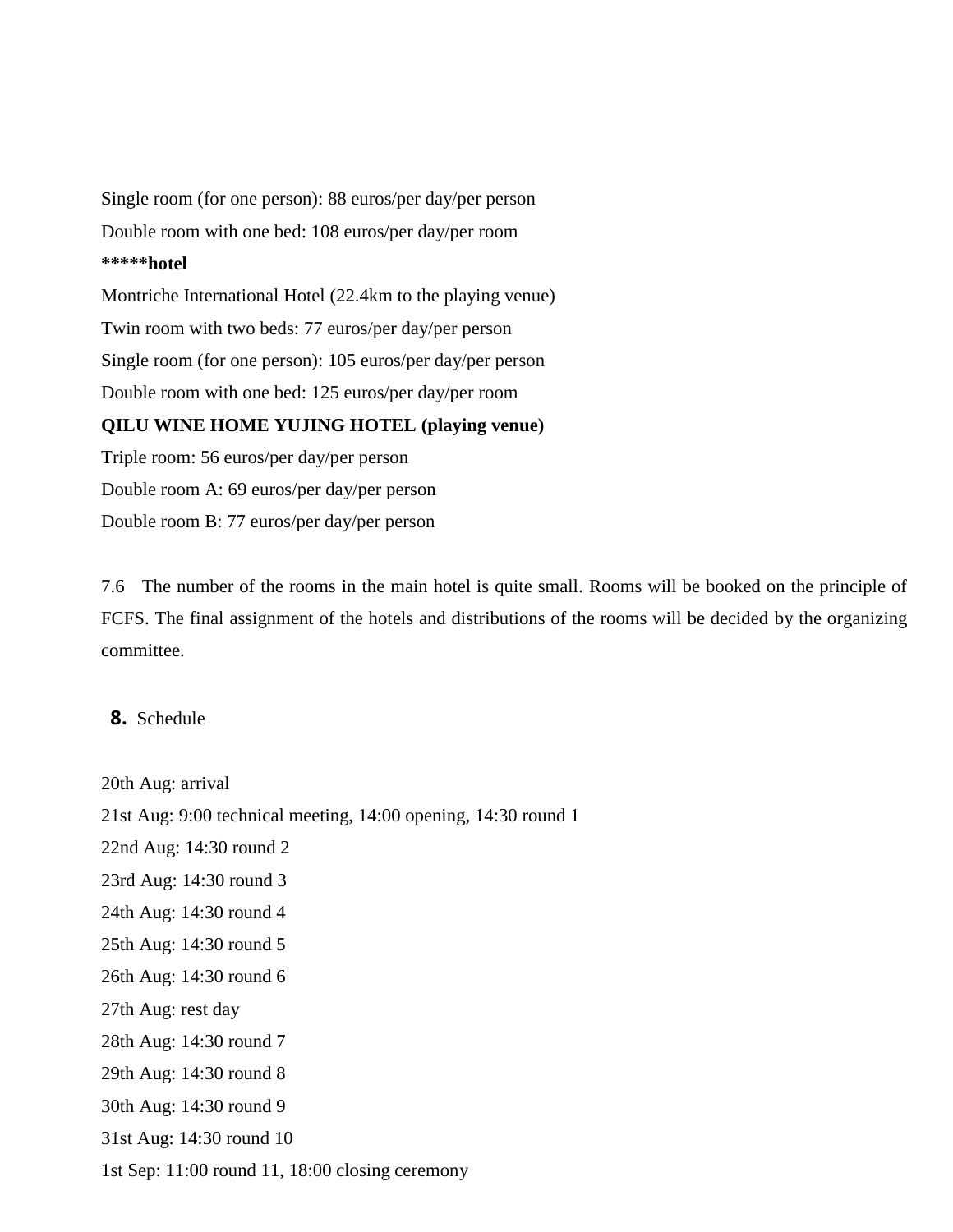Single room (for one person): 88 euros/per day/per person

Double room with one bed: 108 euros/per day/per room

**\*\*\*\*\*hotel**

Montriche International Hotel (22.4km to the playing venue)

Twin room with two beds: 77 euros/per day/per person

Single room (for one person): 105 euros/per day/per person

Double room with one bed: 125 euros/per day/per room

**QILU WINE HOME YUJING HOTEL (playing venue)**

Triple room: 56 euros/per day/per person

Double room A: 69 euros/per day/per person

Double room B: 77 euros/per day/per person

7.6 The number of the rooms in the main hotel is quite small. Rooms will be booked on the principle of FCFS. The final assignment of the hotels and distributions of the rooms will be decided by the organizing committee.

## 8. Schedule

20th Aug: arrival

21st Aug: 9:00 technical meeting, 14:00 opening, 14:30 round 1

22nd Aug: 14:30 round 2

23rd Aug: 14:30 round 3

24th Aug: 14:30 round 4

25th Aug: 14:30 round 5

26th Aug: 14:30 round 6

27th Aug: rest day

28th Aug: 14:30 round 7

29th Aug: 14:30 round 8

30th Aug: 14:30 round 9

31st Aug: 14:30 round 10

1st Sep: 11:00 round 11, 18:00 closing ceremony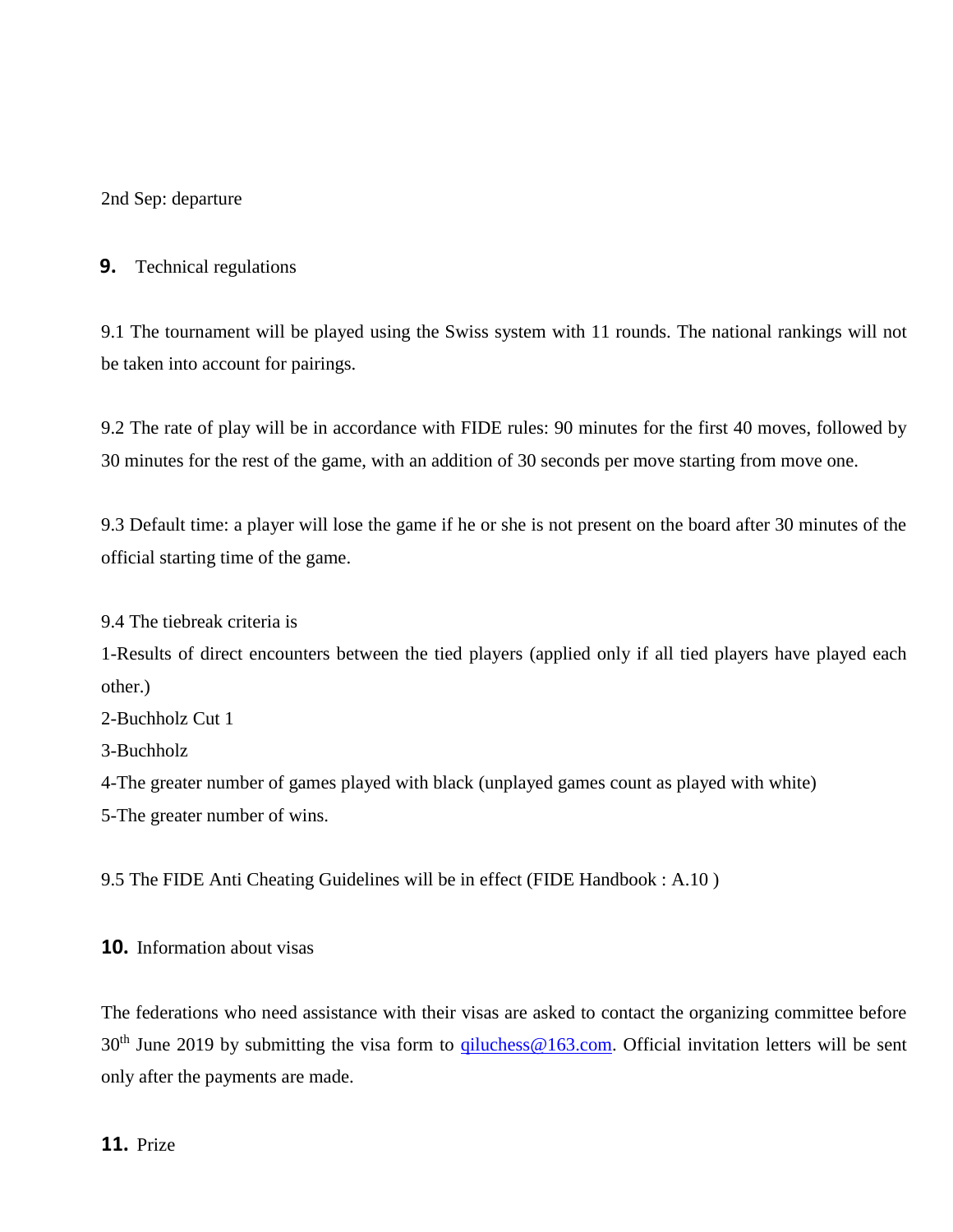2nd Sep: departure

## 9. Technical regulations

9.1 The tournament will be played using the Swiss system with 11 rounds. The national rankings will not be taken into account for pairings.

9.2 The rate of play will be in accordance with FIDE rules: 90 minutes for the first 40 moves, followed by 30 minutes for the rest of the game, with an addition of 30 seconds per move starting from move one.

9.3 Default time: a player will lose the game if he or she is not present on the board after 30 minutes of the official starting time of the game.

9.4 The tiebreak criteria is
1-Results of direct encounters between the tied players (applied only if all tied players have played each other.)
2-Buchholz Cut 1
3-Buchholz
4-The greater number of games played with black (unplayed games count as played with white)
5-The greater number of wins.

9.5 The FIDE Anti Cheating Guidelines will be in effect (FIDE Handbook : A.10 )

## 10. Information about visas

The federations who need assistance with their visas are asked to contact the organizing committee before 30th June 2019 by submitting the visa form to qiluchess@163.com. Official invitation letters will be sent only after the payments are made.

## 11. Prize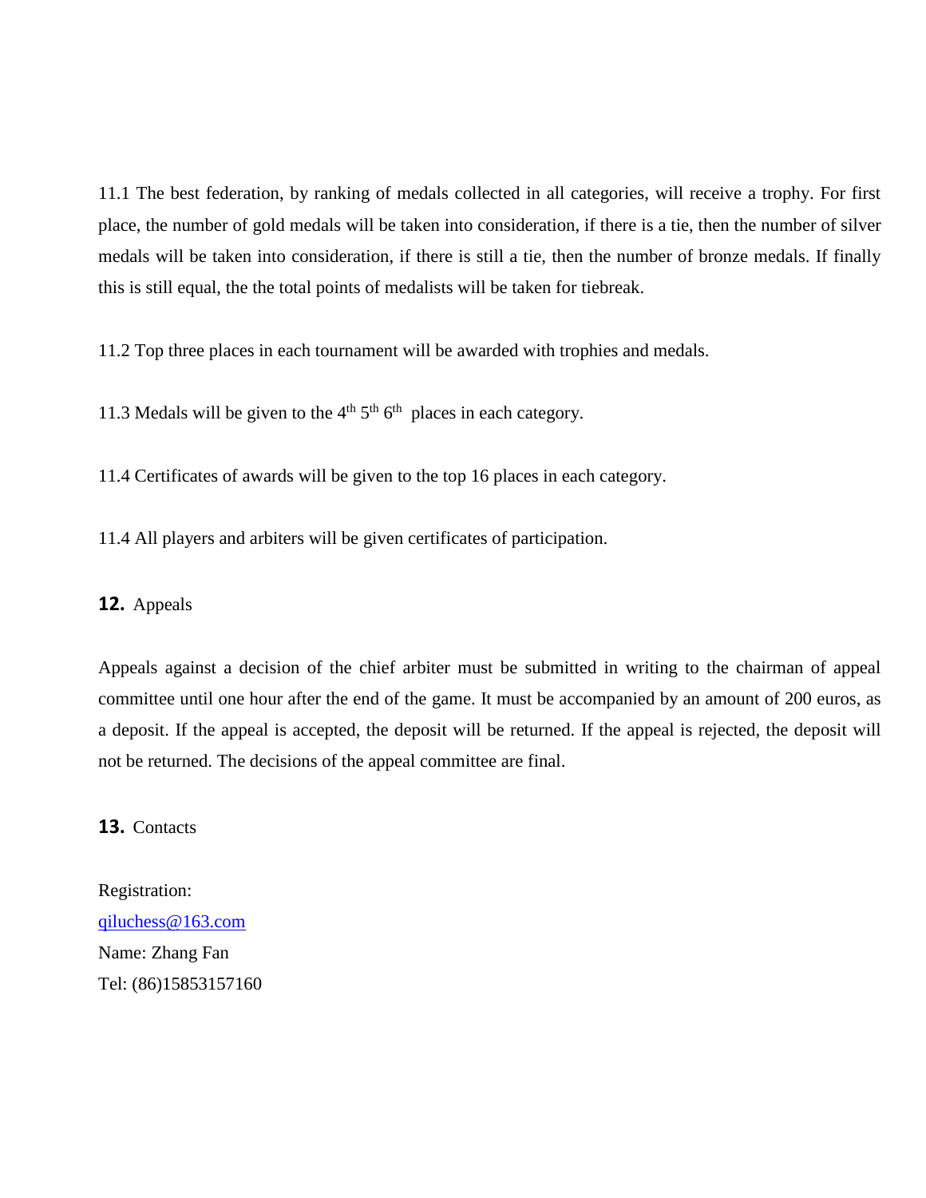11.1 The best federation, by ranking of medals collected in all categories, will receive a trophy. For first place, the number of gold medals will be taken into consideration, if there is a tie, then the number of silver medals will be taken into consideration, if there is still a tie, then the number of bronze medals. If finally this is still equal, the the total points of medalists will be taken for tiebreak.

11.2 Top three places in each tournament will be awarded with trophies and medals.

11.3 Medals will be given to the 4th 5th 6th places in each category.

11.4 Certificates of awards will be given to the top 16 places in each category.

11.4 All players and arbiters will be given certificates of participation.

## 12. Appeals

Appeals against a decision of the chief arbiter must be submitted in writing to the chairman of appeal committee until one hour after the end of the game. It must be accompanied by an amount of 200 euros, as a deposit. If the appeal is accepted, the deposit will be returned. If the appeal is rejected, the deposit will not be returned. The decisions of the appeal committee are final.

## 13. Contacts

Registration:
qiluchess@163.com
Name: Zhang Fan
Tel: (86)15853157160